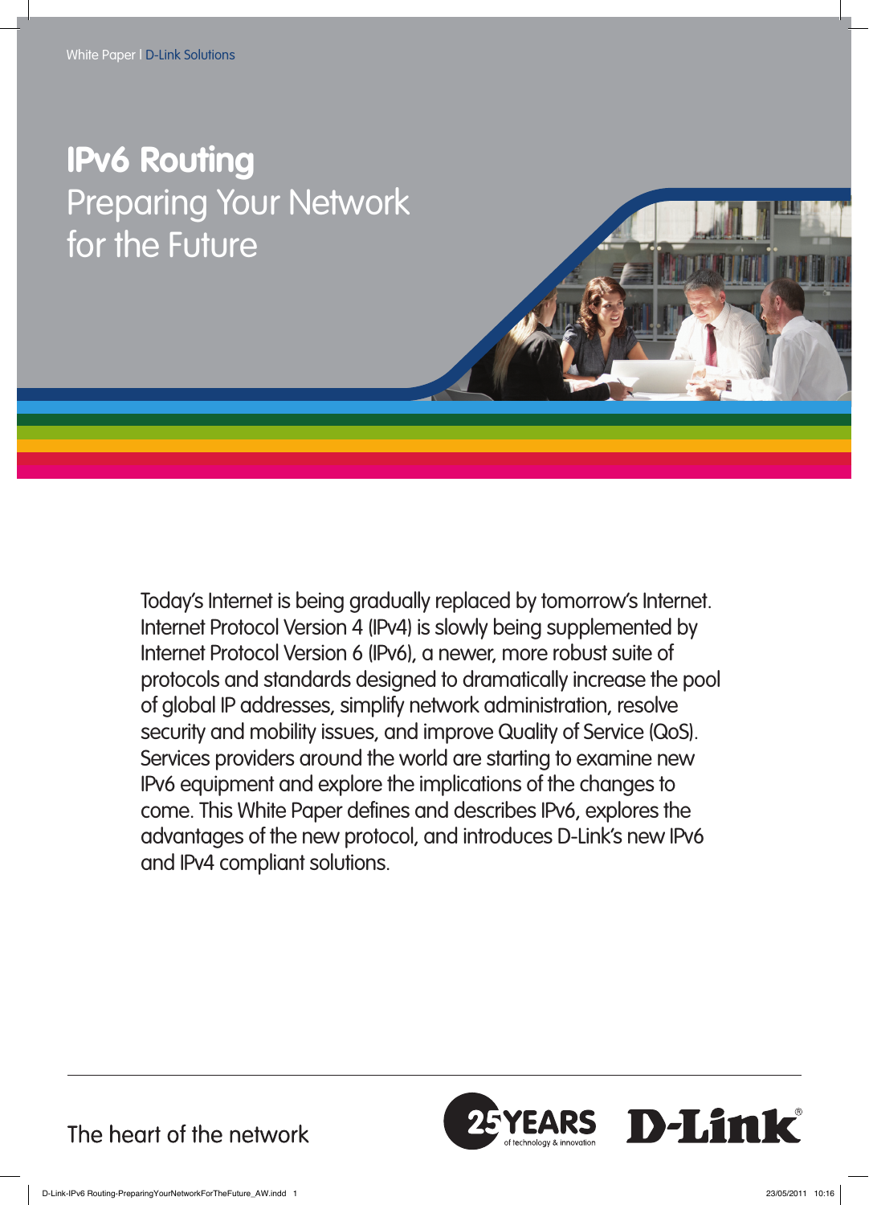White Paper | D-Link Solutions

# IPv6 Routing

## Preparing Your Network for the Future

Today's Internet is being gradually replaced by tomorrow's Internet. Internet Protocol Version 4 (IPv4) is slowly being supplemented by Internet Protocol Version 6 (IPv6), a newer, more robust suite of protocols and standards designed to dramatically increase the pool of global IP addresses, simplify network administration, resolve security and mobility issues, and improve Quality of Service (QoS). Services providers around the world are starting to examine new IPv6 equipment and explore the implications of the changes to come. This White Paper defines and describes IPv6, explores the advantages of the new protocol, and introduces D-Link's new IPv6 and IPv4 compliant solutions.

The heart of the network

25 YEARS of technology & innovation

D-Link®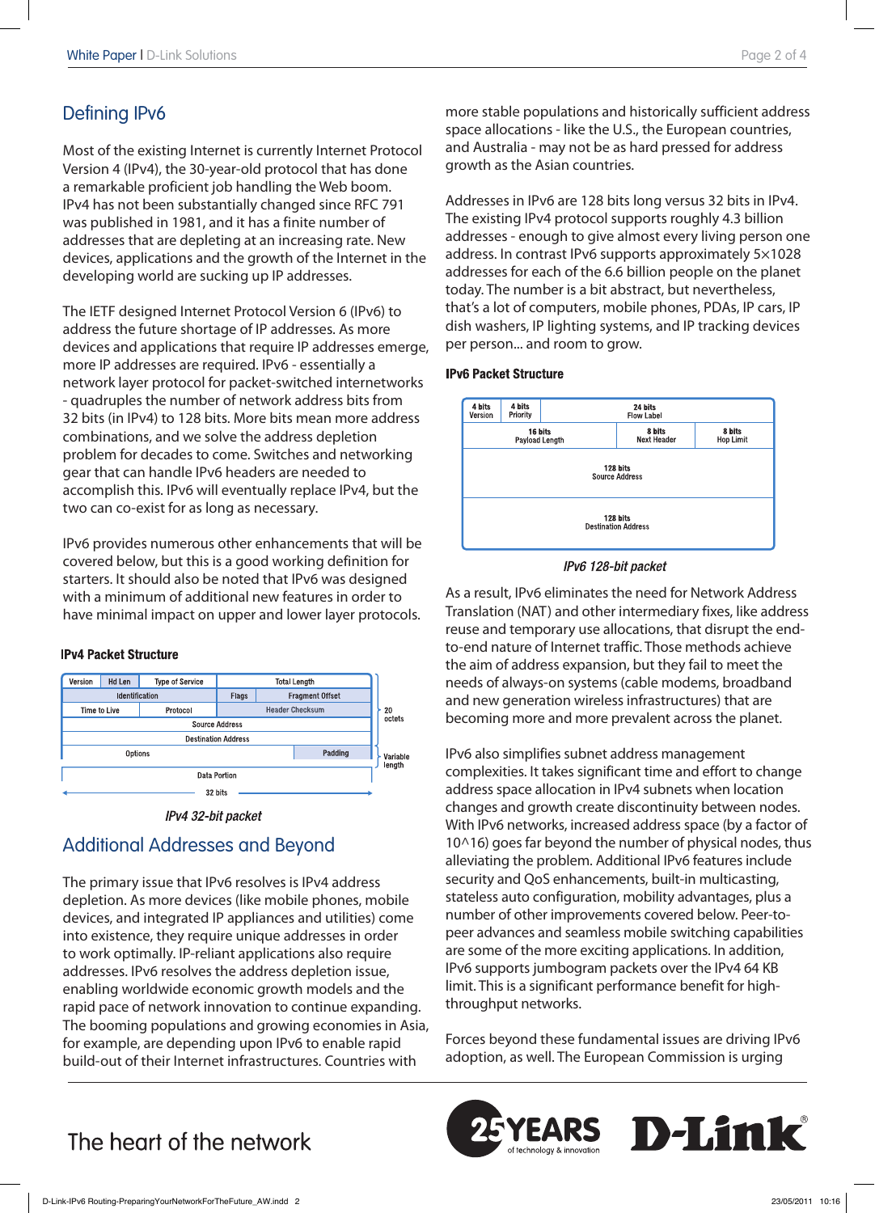## Defining IPv6

Most of the existing Internet is currently Internet Protocol Version 4 (IPv4), the 30-year-old protocol that has done a remarkable proficient job handling the Web boom. IPv4 has not been substantially changed since RFC 791 was published in 1981, and it has a finite number of addresses that are depleting at an increasing rate. New devices, applications and the growth of the Internet in the developing world are sucking up IP addresses.

The IETF designed Internet Protocol Version 6 (IPv6) to address the future shortage of IP addresses. As more devices and applications that require IP addresses emerge, more IP addresses are required. IPv6 - essentially a network layer protocol for packet-switched internetworks - quadruples the number of network address bits from 32 bits (in IPv4) to 128 bits. More bits mean more address combinations, and we solve the address depletion problem for decades to come. Switches and networking gear that can handle IPv6 headers are needed to accomplish this. IPv6 will eventually replace IPv4, but the two can co-exist for as long as necessary.

IPv6 provides numerous other enhancements that will be covered below, but this is a good working definition for starters. It should also be noted that IPv6 was designed with a minimum of additional new features in order to have minimal impact on upper and lower layer protocols.

**IPv4 Packet Structure**

| Version | Hd Len | Type of Service | Total Length | |
|---|---|---|---|---|
| Identification | | | Flags | Fragment Offset |
| Time to Live | | Protocol | Header Checksum | |
| Source Address | | | | |
| Destination Address | | | | |
| Options | | | | Padding |
| Data Portion | | | | |

20 octets (fixed header); Variable length (Options/Padding); 32 bits wide

*IPv4 32-bit packet*

## Additional Addresses and Beyond

The primary issue that IPv6 resolves is IPv4 address depletion. As more devices (like mobile phones, mobile devices, and integrated IP appliances and utilities) come into existence, they require unique addresses in order to work optimally. IP-reliant applications also require addresses. IPv6 resolves the address depletion issue, enabling worldwide economic growth models and the rapid pace of network innovation to continue expanding. The booming populations and growing economies in Asia, for example, are depending upon IPv6 to enable rapid build-out of their Internet infrastructures. Countries with more stable populations and historically sufficient address space allocations - like the U.S., the European countries, and Australia - may not be as hard pressed for address growth as the Asian countries.

Addresses in IPv6 are 128 bits long versus 32 bits in IPv4. The existing IPv4 protocol supports roughly 4.3 billion addresses - enough to give almost every living person one address. In contrast IPv6 supports approximately 5×1028 addresses for each of the 6.6 billion people on the planet today. The number is a bit abstract, but nevertheless, that's a lot of computers, mobile phones, PDAs, IP cars, IP dish washers, IP lighting systems, and IP tracking devices per person... and room to grow.

**IPv6 Packet Structure**

| 4 bits Version | 4 bits Priority | 24 bits Flow Label | |
|---|---|---|---|
| 16 bits Payload Length | | 8 bits Next Header | 8 bits Hop Limit |
| 128 bits Source Address | | | |
| 128 bits Destination Address | | | |

*IPv6 128-bit packet*

As a result, IPv6 eliminates the need for Network Address Translation (NAT) and other intermediary fixes, like address reuse and temporary use allocations, that disrupt the end-to-end nature of Internet traffic. Those methods achieve the aim of address expansion, but they fail to meet the needs of always-on systems (cable modems, broadband and new generation wireless infrastructures) that are becoming more and more prevalent across the planet.

IPv6 also simplifies subnet address management complexities. It takes significant time and effort to change address space allocation in IPv4 subnets when location changes and growth create discontinuity between nodes. With IPv6 networks, increased address space (by a factor of 10^16) goes far beyond the number of physical nodes, thus alleviating the problem. Additional IPv6 features include security and QoS enhancements, built-in multicasting, stateless auto configuration, mobility advantages, plus a number of other improvements covered below. Peer-to-peer advances and seamless mobile switching capabilities are some of the more exciting applications. In addition, IPv6 supports jumbogram packets over the IPv4 64 KB limit. This is a significant performance benefit for high-throughput networks.

Forces beyond these fundamental issues are driving IPv6 adoption, as well. The European Commission is urging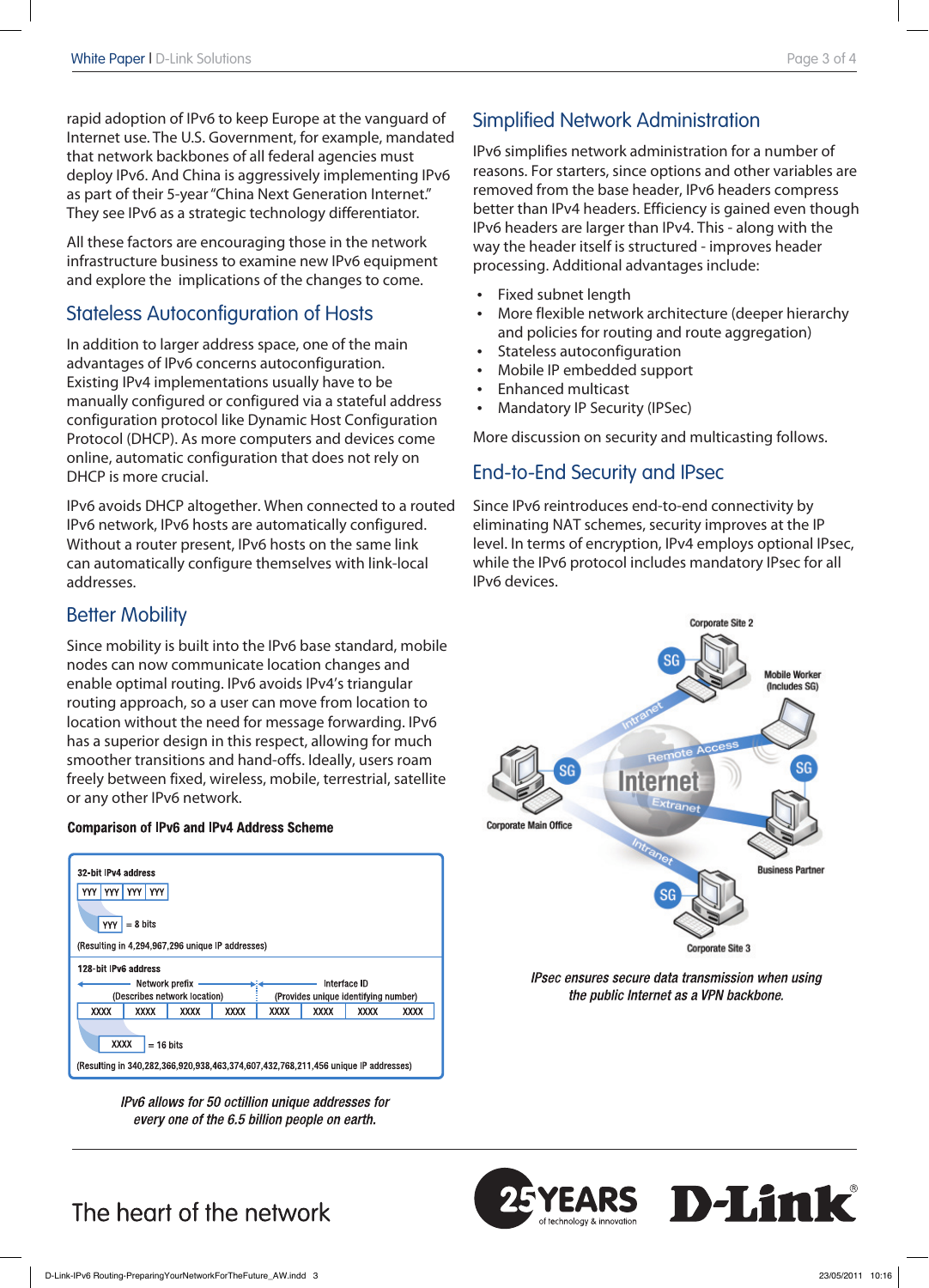rapid adoption of IPv6 to keep Europe at the vanguard of Internet use. The U.S. Government, for example, mandated that network backbones of all federal agencies must deploy IPv6. And China is aggressively implementing IPv6 as part of their 5-year "China Next Generation Internet." They see IPv6 as a strategic technology differentiator.

All these factors are encouraging those in the network infrastructure business to examine new IPv6 equipment and explore the implications of the changes to come.

## Stateless Autoconfiguration of Hosts

In addition to larger address space, one of the main advantages of IPv6 concerns autoconfiguration. Existing IPv4 implementations usually have to be manually configured or configured via a stateful address configuration protocol like Dynamic Host Configuration Protocol (DHCP). As more computers and devices come online, automatic configuration that does not rely on DHCP is more crucial.

IPv6 avoids DHCP altogether. When connected to a routed IPv6 network, IPv6 hosts are automatically configured. Without a router present, IPv6 hosts on the same link can automatically configure themselves with link-local addresses.

## Better Mobility

Since mobility is built into the IPv6 base standard, mobile nodes can now communicate location changes and enable optimal routing. IPv6 avoids IPv4's triangular routing approach, so a user can move from location to location without the need for message forwarding. IPv6 has a superior design in this respect, allowing for much smoother transitions and hand-offs. Ideally, users roam freely between fixed, wireless, mobile, terrestrial, satellite or any other IPv6 network.

**Comparison of IPv6 and IPv4 Address Scheme**

32-bit IPv4 address

| YYY | YYY | YYY | YYY |
|---|---|---|---|

YYY = 8 bits

(Resulting in 4,294,967,296 unique IP addresses)

128-bit IPv6 address

Network prefix (Describes network location) | Interface ID (Provides unique identifying number)

| XXXX | XXXX | XXXX | XXXX | XXXX | XXXX | XXXX | XXXX |
|---|---|---|---|---|---|---|---|

XXXX = 16 bits

(Resulting in 340,282,366,920,938,463,374,607,432,768,211,456 unique IP addresses)

*IPv6 allows for 50 octillion unique addresses for every one of the 6.5 billion people on earth.*

## Simplified Network Administration

IPv6 simplifies network administration for a number of reasons. For starters, since options and other variables are removed from the base header, IPv6 headers compress better than IPv4 headers. Efficiency is gained even though IPv6 headers are larger than IPv4. This - along with the way the header itself is structured - improves header processing. Additional advantages include:

- Fixed subnet length
- More flexible network architecture (deeper hierarchy and policies for routing and route aggregation)
- Stateless autoconfiguration
- Mobile IP embedded support
- Enhanced multicast
- Mandatory IP Security (IPSec)

More discussion on security and multicasting follows.

## End-to-End Security and IPsec

Since IPv6 reintroduces end-to-end connectivity by eliminating NAT schemes, security improves at the IP level. In terms of encryption, IPv4 employs optional IPsec, while the IPv6 protocol includes mandatory IPsec for all IPv6 devices.

*IPsec ensures secure data transmission when using the public Internet as a VPN backbone.*

The heart of the network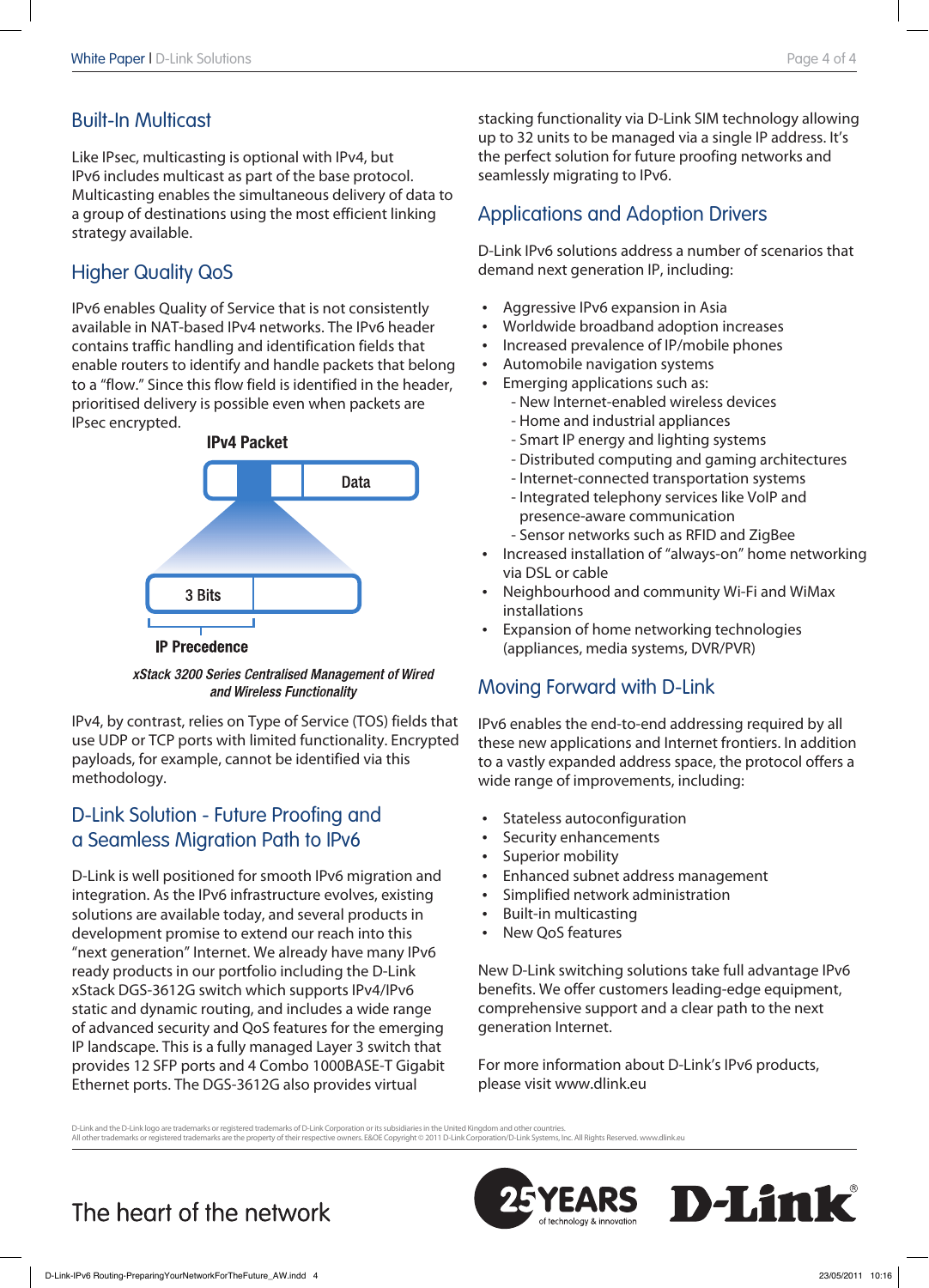## Built-In Multicast

Like IPsec, multicasting is optional with IPv4, but IPv6 includes multicast as part of the base protocol. Multicasting enables the simultaneous delivery of data to a group of destinations using the most efficient linking strategy available.

## Higher Quality QoS

IPv6 enables Quality of Service that is not consistently available in NAT-based IPv4 networks. The IPv6 header contains traffic handling and identification fields that enable routers to identify and handle packets that belong to a "flow." Since this flow field is identified in the header, prioritised delivery is possible even when packets are IPsec encrypted.

IPv4 Packet

Data

3 Bits

IP Precedence

*xStack 3200 Series Centralised Management of Wired and Wireless Functionality*

IPv4, by contrast, relies on Type of Service (TOS) fields that use UDP or TCP ports with limited functionality. Encrypted payloads, for example, cannot be identified via this methodology.

## D-Link Solution - Future Proofing and a Seamless Migration Path to IPv6

D-Link is well positioned for smooth IPv6 migration and integration. As the IPv6 infrastructure evolves, existing solutions are available today, and several products in development promise to extend our reach into this "next generation" Internet. We already have many IPv6 ready products in our portfolio including the D-Link xStack DGS-3612G switch which supports IPv4/IPv6 static and dynamic routing, and includes a wide range of advanced security and QoS features for the emerging IP landscape. This is a fully managed Layer 3 switch that provides 12 SFP ports and 4 Combo 1000BASE-T Gigabit Ethernet ports. The DGS-3612G also provides virtual stacking functionality via D-Link SIM technology allowing up to 32 units to be managed via a single IP address. It's the perfect solution for future proofing networks and seamlessly migrating to IPv6.

## Applications and Adoption Drivers

D-Link IPv6 solutions address a number of scenarios that demand next generation IP, including:

- Aggressive IPv6 expansion in Asia
- Worldwide broadband adoption increases
- Increased prevalence of IP/mobile phones
- Automobile navigation systems
- Emerging applications such as:
  - New Internet-enabled wireless devices
  - Home and industrial appliances
  - Smart IP energy and lighting systems
  - Distributed computing and gaming architectures
  - Internet-connected transportation systems
  - Integrated telephony services like VoIP and presence-aware communication
  - Sensor networks such as RFID and ZigBee
- Increased installation of "always-on" home networking via DSL or cable
- Neighbourhood and community Wi-Fi and WiMax installations
- Expansion of home networking technologies (appliances, media systems, DVR/PVR)

## Moving Forward with D-Link

IPv6 enables the end-to-end addressing required by all these new applications and Internet frontiers. In addition to a vastly expanded address space, the protocol offers a wide range of improvements, including:

- Stateless autoconfiguration
- Security enhancements
- Superior mobility
- Enhanced subnet address management
- Simplified network administration
- Built-in multicasting
- New QoS features

New D-Link switching solutions take full advantage IPv6 benefits. We offer customers leading-edge equipment, comprehensive support and a clear path to the next generation Internet.

For more information about D-Link's IPv6 products, please visit www.dlink.eu

D-Link and the D-Link logo are trademarks or registered trademarks of D-Link Corporation or its subsidiaries in the United Kingdom and other countries. All other trademarks or registered trademarks are the property of their respective owners. E&OE Copyright © 2011 D-Link Corporation/D-Link Systems, Inc. All Rights Reserved. www.dlink.eu

The heart of the network

25 YEARS of technology & innovation

D-Link®